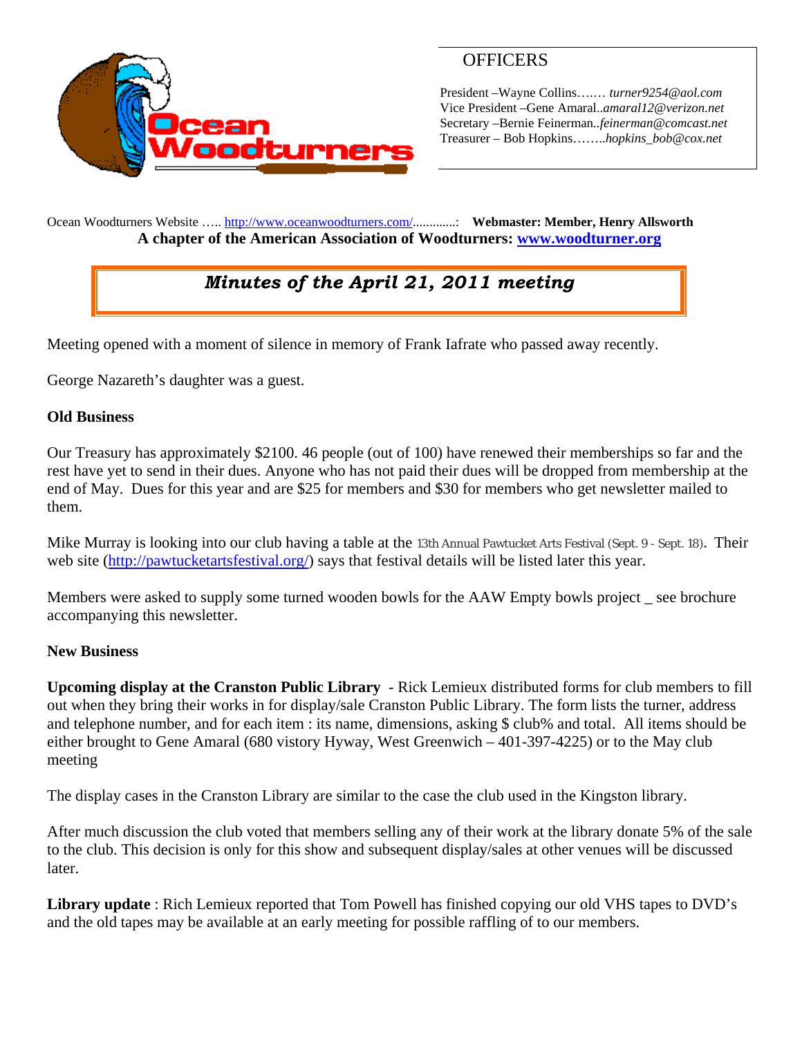Ocean Woodturners

## OFFICERS

President –Wayne Collins……. *turner9254@aol.com*
Vice President –Gene Amaral..*amaral12@verizon.net*
Secretary –Bernie Feinerman..*feinerman@comcast.net*
Treasurer – Bob Hopkins……..*hopkins_bob@cox.net*

Ocean Woodturners Website ….. http://www.oceanwoodturners.com/.............: **Webmaster: Member, Henry Allsworth**

**A chapter of the American Association of Woodturners: www.woodturner.org**

# *Minutes of the April 21, 2011 meeting*

Meeting opened with a moment of silence in memory of Frank Iafrate who passed away recently.

George Nazareth's daughter was a guest.

### Old Business

Our Treasury has approximately $2100. 46 people (out of 100) have renewed their memberships so far and the rest have yet to send in their dues. Anyone who has not paid their dues will be dropped from membership at the end of May. Dues for this year and are $25 for members and $30 for members who get newsletter mailed to them.

Mike Murray is looking into our club having a table at the 13th Annual Pawtucket Arts Festival (Sept. 9 - Sept. 18). Their web site (http://pawtucketartsfestival.org/) says that festival details will be listed later this year.

Members were asked to supply some turned wooden bowls for the AAW Empty bowls project _ see brochure accompanying this newsletter.

### New Business

**Upcoming display at the Cranston Public Library** - Rick Lemieux distributed forms for club members to fill out when they bring their works in for display/sale Cranston Public Library. The form lists the turner, address and telephone number, and for each item : its name, dimensions, asking $ club% and total. All items should be either brought to Gene Amaral (680 vistory Hyway, West Greenwich – 401-397-4225) or to the May club meeting

The display cases in the Cranston Library are similar to the case the club used in the Kingston library.

After much discussion the club voted that members selling any of their work at the library donate 5% of the sale to the club. This decision is only for this show and subsequent display/sales at other venues will be discussed later.

**Library update** : Rich Lemieux reported that Tom Powell has finished copying our old VHS tapes to DVD's and the old tapes may be available at an early meeting for possible raffling of to our members.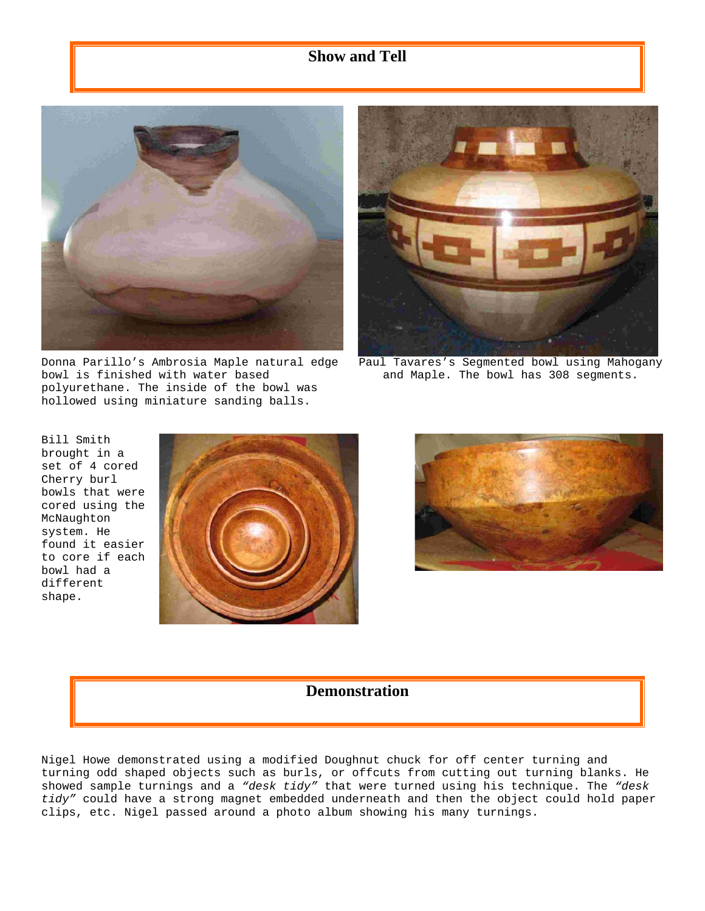## Show and Tell

Donna Parillo’s Ambrosia Maple natural edge bowl is finished with water based polyurethane. The inside of the bowl was hollowed using miniature sanding balls.

Paul Tavares’s Segmented bowl using Mahogany and Maple. The bowl has 308 segments.

Bill Smith brought in a set of 4 cored Cherry burl bowls that were cored using the McNaughton system. He found it easier to core if each bowl had a different shape.

## Demonstration

Nigel Howe demonstrated using a modified Doughnut chuck for off center turning and turning odd shaped objects such as burls, or offcuts from cutting out turning blanks. He showed sample turnings and a *“desk tidy”* that were turned using his technique. The *“desk tidy”* could have a strong magnet embedded underneath and then the object could hold paper clips, etc. Nigel passed around a photo album showing his many turnings.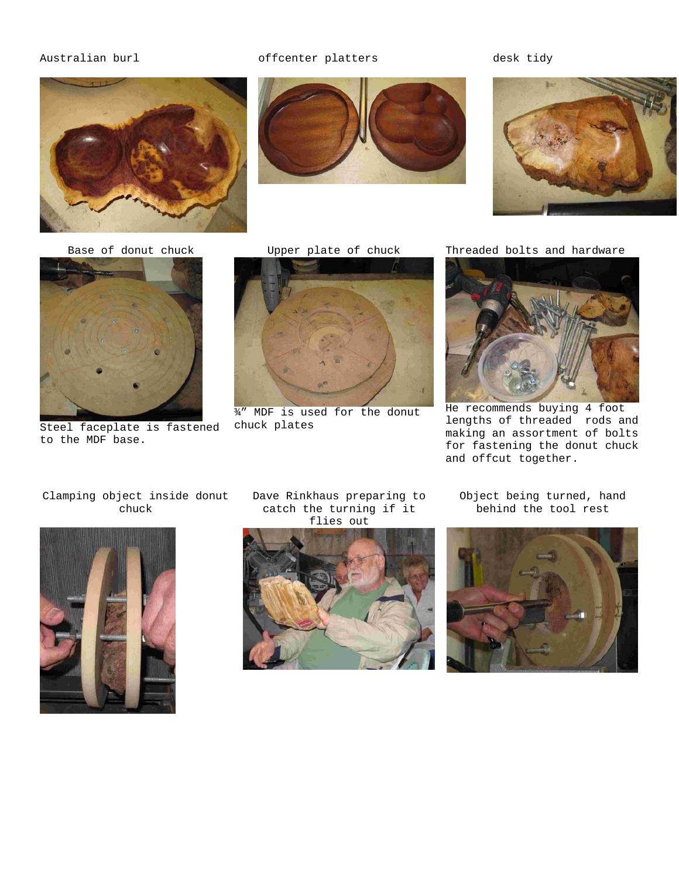Australian burl

offcenter platters

desk tidy

Base of donut chuck

Steel faceplate is fastened to the MDF base.

Upper plate of chuck

¾" MDF is used for the donut chuck plates

Threaded bolts and hardware

He recommends buying 4 foot lengths of threaded rods and making an assortment of bolts for fastening the donut chuck and offcut together.

Clamping object inside donut chuck

Dave Rinkhaus preparing to catch the turning if it flies out

Object being turned, hand behind the tool rest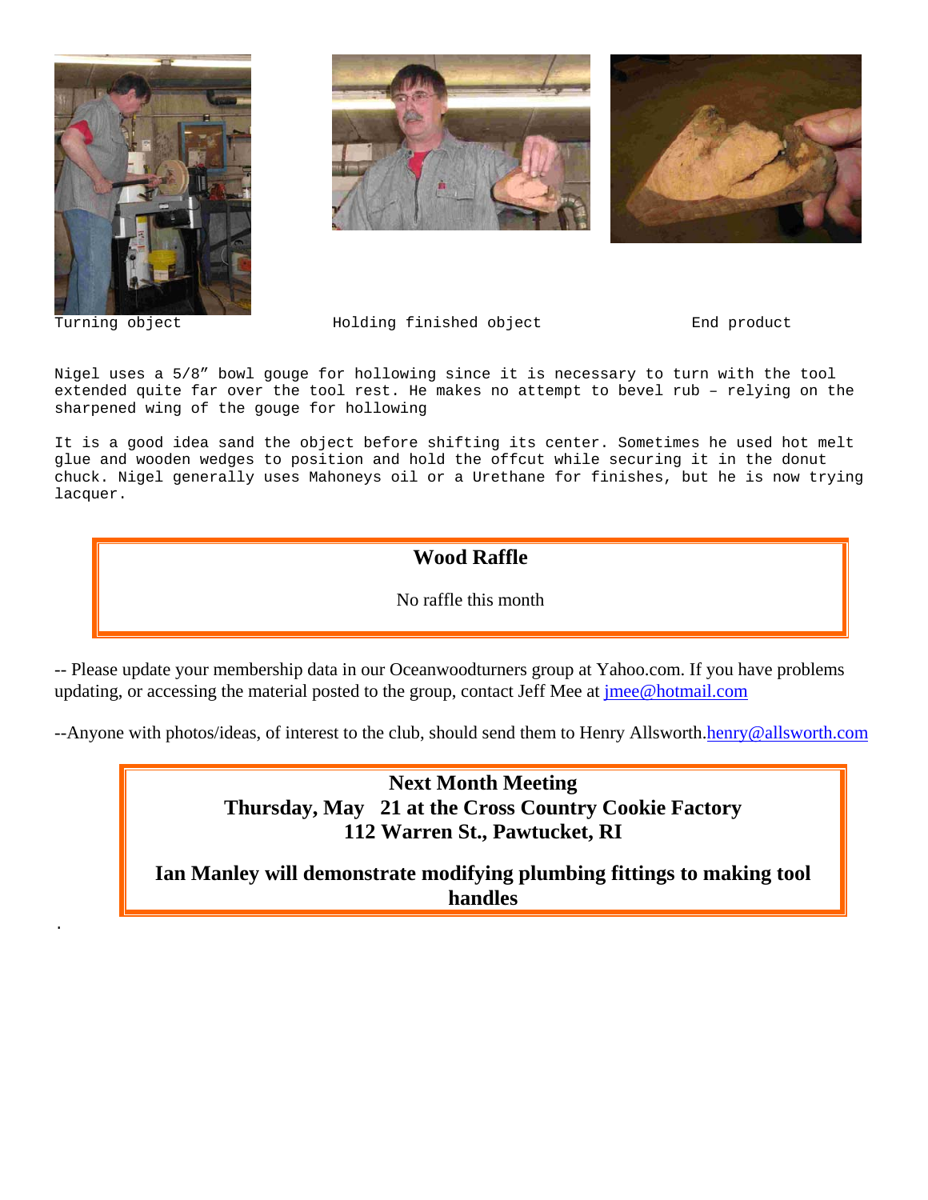Turning object

Holding finished object

End product

Nigel uses a 5/8” bowl gouge for hollowing since it is necessary to turn with the tool extended quite far over the tool rest. He makes no attempt to bevel rub – relying on the sharpened wing of the gouge for hollowing

It is a good idea sand the object before shifting its center. Sometimes he used hot melt glue and wooden wedges to position and hold the offcut while securing it in the donut chuck. Nigel generally uses Mahoneys oil or a Urethane for finishes, but he is now trying lacquer.

**Wood Raffle**

No raffle this month

-- Please update your membership data in our Oceanwoodturners group at Yahoo.com. If you have problems updating, or accessing the material posted to the group, contact Jeff Mee at jmee@hotmail.com

--Anyone with photos/ideas, of interest to the club, should send them to Henry Allsworth.henry@allsworth.com

**Next Month Meeting**
**Thursday, May 21 at the Cross Country Cookie Factory**
**112 Warren St., Pawtucket, RI**

**Ian Manley will demonstrate modifying plumbing fittings to making tool handles**

.